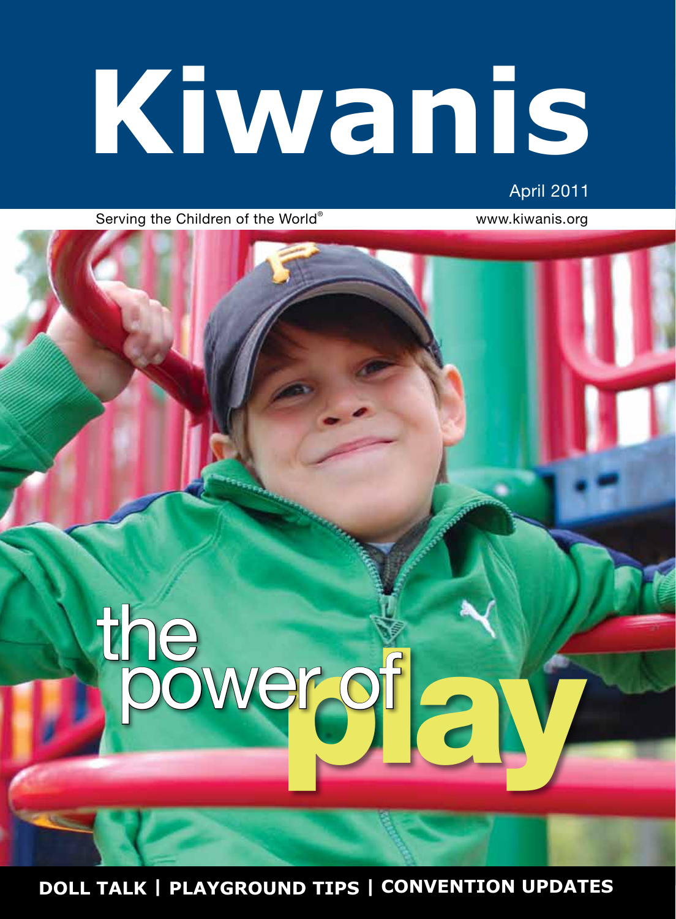# Kiwanis

April 2011

Serving the Children of the World®

www.kiwanis.org

## the power of play

**DOLL TALK | PLAYGROUND TIPS | CONVENTION UPDATES**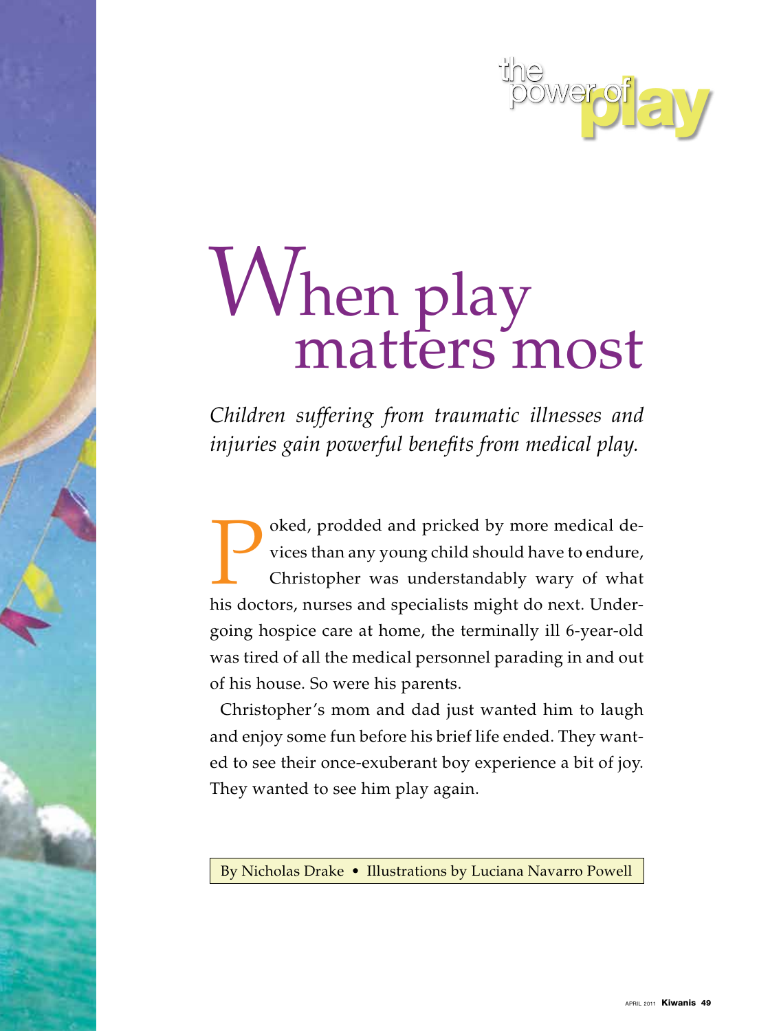the power of play

# When play matters most

*Children suffering from traumatic illnesses and injuries gain powerful benefits from medical play.*

Poked, prodded and pricked by more medical devices than any young child should have to endure, Christopher was understandably wary of what his doctors, nurses and specialists might do next. Undergoing hospice care at home, the terminally ill 6-year-old was tired of all the medical personnel parading in and out of his house. So were his parents.

Christopher's mom and dad just wanted him to laugh and enjoy some fun before his brief life ended. They wanted to see their once-exuberant boy experience a bit of joy. They wanted to see him play again.

By Nicholas Drake • Illustrations by Luciana Navarro Powell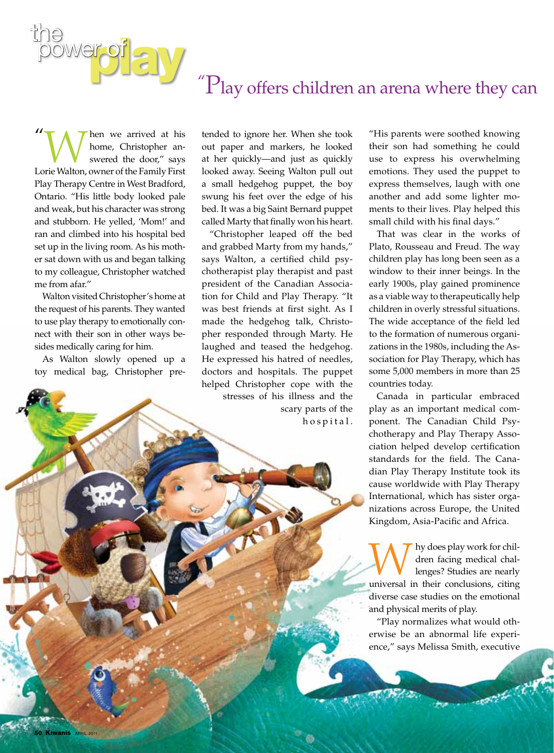# the power of play

"Play offers children an arena where they can

"When we arrived at his home, Christopher answered the door," says Lorie Walton, owner of the Family First Play Therapy Centre in West Bradford, Ontario. "His little body looked pale and weak, but his character was strong and stubborn. He yelled, 'Mom!' and ran and climbed into his hospital bed set up in the living room. As his mother sat down with us and began talking to my colleague, Christopher watched me from afar."

Walton visited Christopher's home at the request of his parents. They wanted to use play therapy to emotionally connect with their son in other ways besides medically caring for him.

As Walton slowly opened up a toy medical bag, Christopher pretended to ignore her. When she took out paper and markers, he looked at her quickly—and just as quickly looked away. Seeing Walton pull out a small hedgehog puppet, the boy swung his feet over the edge of his bed. It was a big Saint Bernard puppet called Marty that finally won his heart.

"Christopher leaped off the bed and grabbed Marty from my hands," says Walton, a certified child psychotherapist play therapist and past president of the Canadian Association for Child and Play Therapy. "It was best friends at first sight. As I made the hedgehog talk, Christopher responded through Marty. He laughed and teased the hedgehog. He expressed his hatred of needles, doctors and hospitals. The puppet helped Christopher cope with the stresses of his illness and the scary parts of the hospital.

"His parents were soothed knowing their son had something he could use to express his overwhelming emotions. They used the puppet to express themselves, laugh with one another and add some lighter moments to their lives. Play helped this small child with his final days."

That was clear in the works of Plato, Rousseau and Freud. The way children play has long been seen as a window to their inner beings. In the early 1900s, play gained prominence as a viable way to therapeutically help children in overly stressful situations. The wide acceptance of the field led to the formation of numerous organizations in the 1980s, including the Association for Play Therapy, which has some 5,000 members in more than 25 countries today.

Canada in particular embraced play as an important medical component. The Canadian Child Psychotherapy and Play Therapy Association helped develop certification standards for the field. The Canadian Play Therapy Institute took its cause worldwide with Play Therapy International, which has sister organizations across Europe, the United Kingdom, Asia-Pacific and Africa.

Why does play work for children facing medical challenges? Studies are nearly universal in their conclusions, citing diverse case studies on the emotional and physical merits of play.

"Play normalizes what would otherwise be an abnormal life experience," says Melissa Smith, executive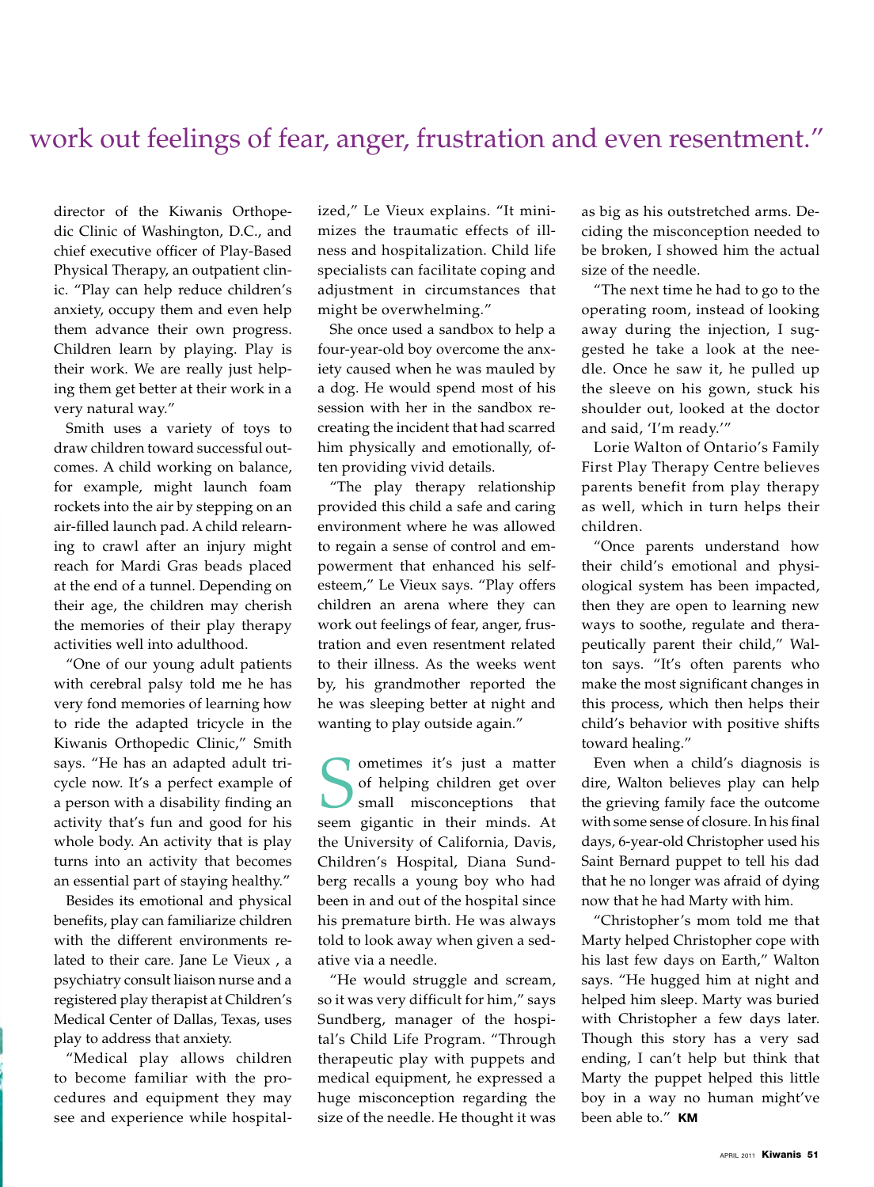work out feelings of fear, anger, frustration and even resentment."

director of the Kiwanis Orthopedic Clinic of Washington, D.C., and chief executive officer of Play-Based Physical Therapy, an outpatient clinic. "Play can help reduce children's anxiety, occupy them and even help them advance their own progress. Children learn by playing. Play is their work. We are really just helping them get better at their work in a very natural way."

Smith uses a variety of toys to draw children toward successful outcomes. A child working on balance, for example, might launch foam rockets into the air by stepping on an air-filled launch pad. A child relearning to crawl after an injury might reach for Mardi Gras beads placed at the end of a tunnel. Depending on their age, the children may cherish the memories of their play therapy activities well into adulthood.

"One of our young adult patients with cerebral palsy told me he has very fond memories of learning how to ride the adapted tricycle in the Kiwanis Orthopedic Clinic," Smith says. "He has an adapted adult tricycle now. It's a perfect example of a person with a disability finding an activity that's fun and good for his whole body. An activity that is play turns into an activity that becomes an essential part of staying healthy."

Besides its emotional and physical benefits, play can familiarize children with the different environments related to their care. Jane Le Vieux , a psychiatry consult liaison nurse and a registered play therapist at Children's Medical Center of Dallas, Texas, uses play to address that anxiety.

"Medical play allows children to become familiar with the procedures and equipment they may see and experience while hospitalized," Le Vieux explains. "It minimizes the traumatic effects of illness and hospitalization. Child life specialists can facilitate coping and adjustment in circumstances that might be overwhelming."

She once used a sandbox to help a four-year-old boy overcome the anxiety caused when he was mauled by a dog. He would spend most of his session with her in the sandbox recreating the incident that had scarred him physically and emotionally, often providing vivid details.

"The play therapy relationship provided this child a safe and caring environment where he was allowed to regain a sense of control and empowerment that enhanced his self-esteem," Le Vieux says. "Play offers children an arena where they can work out feelings of fear, anger, frustration and even resentment related to their illness. As the weeks went by, his grandmother reported the he was sleeping better at night and wanting to play outside again."

Sometimes it's just a matter of helping children get over small misconceptions that seem gigantic in their minds. At the University of California, Davis, Children's Hospital, Diana Sundberg recalls a young boy who had been in and out of the hospital since his premature birth. He was always told to look away when given a sedative via a needle.

"He would struggle and scream, so it was very difficult for him," says Sundberg, manager of the hospital's Child Life Program. "Through therapeutic play with puppets and medical equipment, he expressed a huge misconception regarding the size of the needle. He thought it was as big as his outstretched arms. Deciding the misconception needed to be broken, I showed him the actual size of the needle.

"The next time he had to go to the operating room, instead of looking away during the injection, I suggested he take a look at the needle. Once he saw it, he pulled up the sleeve on his gown, stuck his shoulder out, looked at the doctor and said, 'I'm ready.'"

Lorie Walton of Ontario's Family First Play Therapy Centre believes parents benefit from play therapy as well, which in turn helps their children.

"Once parents understand how their child's emotional and physiological system has been impacted, then they are open to learning new ways to soothe, regulate and therapeutically parent their child," Walton says. "It's often parents who make the most significant changes in this process, which then helps their child's behavior with positive shifts toward healing."

Even when a child's diagnosis is dire, Walton believes play can help the grieving family face the outcome with some sense of closure. In his final days, 6-year-old Christopher used his Saint Bernard puppet to tell his dad that he no longer was afraid of dying now that he had Marty with him.

"Christopher's mom told me that Marty helped Christopher cope with his last few days on Earth," Walton says. "He hugged him at night and helped him sleep. Marty was buried with Christopher a few days later. Though this story has a very sad ending, I can't help but think that Marty the puppet helped this little boy in a way no human might've been able to." **KM**